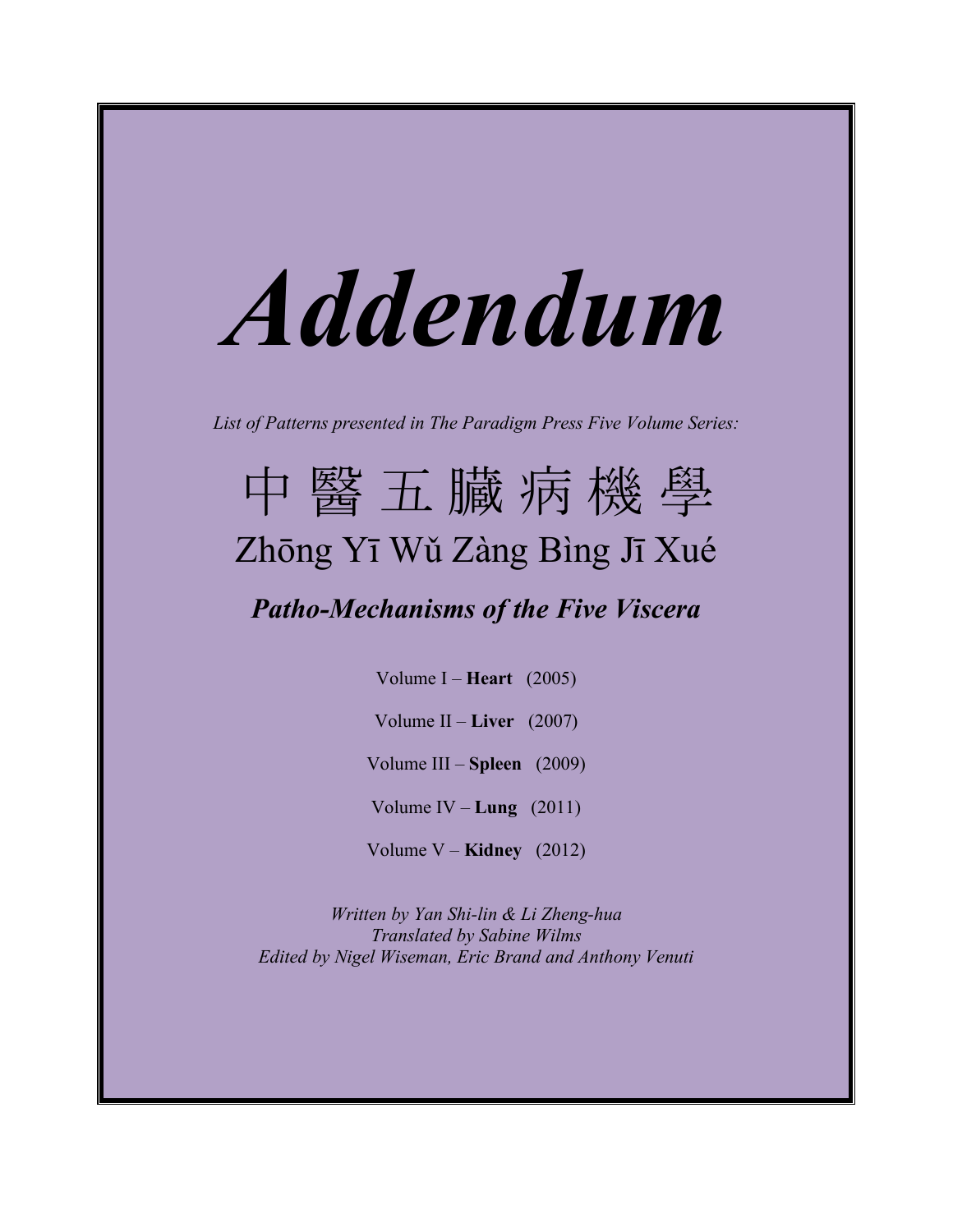# *Addendum*

*List of Patterns presented in The Paradigm Press Five Volume Series:*

# 中 醫 五 臟 病 機 學

## Zhōng Yī Wǔ Zàng Bìng Jī Xué

## ***Patho-Mechanisms of the Five Viscera***

Volume I – **Heart** (2005)

Volume II – **Liver** (2007)

Volume III – **Spleen** (2009)

Volume IV – **Lung** (2011)

Volume V – **Kidney** (2012)

*Written by Yan Shi-lin & Li Zheng-hua*
*Translated by Sabine Wilms*
*Edited by Nigel Wiseman, Eric Brand and Anthony Venuti*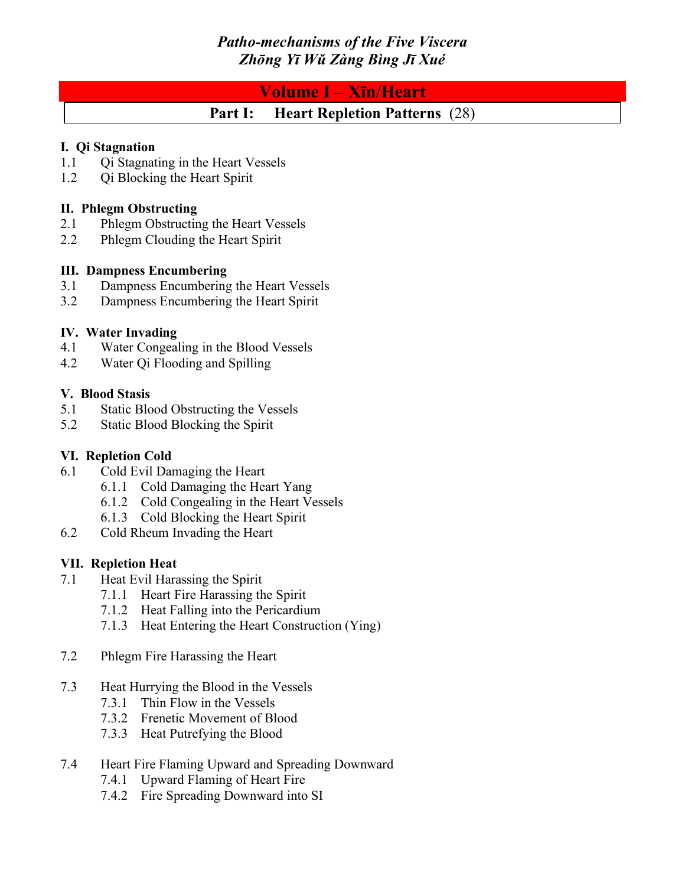*Patho-mechanisms of the Five Viscera*
*Zhōng Yī Wǔ Zàng Bìng Jī Xué*

# Volume I – Xīn/Heart

## Part I: Heart Repletion Patterns (28)

### I. Qi Stagnation

1.1 Qi Stagnating in the Heart Vessels
1.2 Qi Blocking the Heart Spirit

### II. Phlegm Obstructing

2.1 Phlegm Obstructing the Heart Vessels
2.2 Phlegm Clouding the Heart Spirit

### III. Dampness Encumbering

3.1 Dampness Encumbering the Heart Vessels
3.2 Dampness Encumbering the Heart Spirit

### IV. Water Invading

4.1 Water Congealing in the Blood Vessels
4.2 Water Qi Flooding and Spilling

### V. Blood Stasis

5.1 Static Blood Obstructing the Vessels
5.2 Static Blood Blocking the Spirit

### VI. Repletion Cold

6.1 Cold Evil Damaging the Heart
- 6.1.1 Cold Damaging the Heart Yang
- 6.1.2 Cold Congealing in the Heart Vessels
- 6.1.3 Cold Blocking the Heart Spirit

6.2 Cold Rheum Invading the Heart

### VII. Repletion Heat

7.1 Heat Evil Harassing the Spirit
- 7.1.1 Heart Fire Harassing the Spirit
- 7.1.2 Heat Falling into the Pericardium
- 7.1.3 Heat Entering the Heart Construction (Ying)

7.2 Phlegm Fire Harassing the Heart

7.3 Heat Hurrying the Blood in the Vessels
- 7.3.1 Thin Flow in the Vessels
- 7.3.2 Frenetic Movement of Blood
- 7.3.3 Heat Putrefying the Blood

7.4 Heart Fire Flaming Upward and Spreading Downward
- 7.4.1 Upward Flaming of Heart Fire
- 7.4.2 Fire Spreading Downward into SI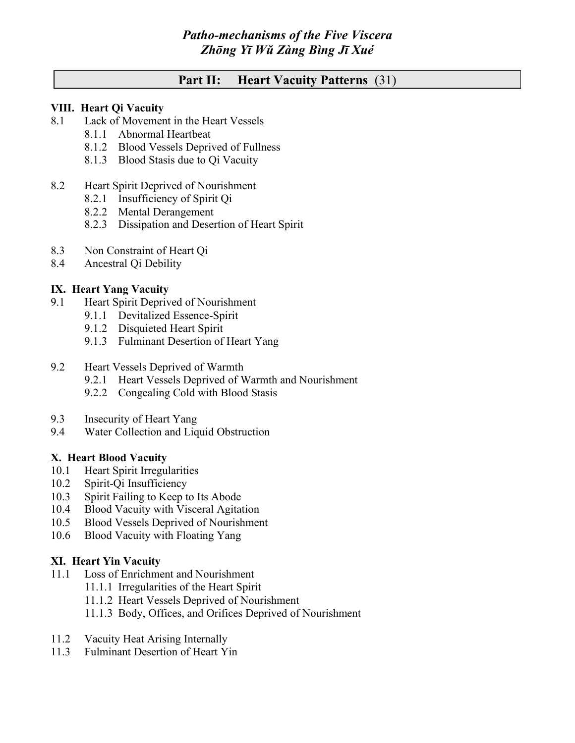*Patho-mechanisms of the Five Viscera*
*Zhōng Yī Wǔ Zàng Bìng Jī Xué*

## Part II: Heart Vacuity Patterns (31)

**VIII. Heart Qi Vacuity**

8.1 Lack of Movement in the Heart Vessels
- 8.1.1 Abnormal Heartbeat
- 8.1.2 Blood Vessels Deprived of Fullness
- 8.1.3 Blood Stasis due to Qi Vacuity

8.2 Heart Spirit Deprived of Nourishment
- 8.2.1 Insufficiency of Spirit Qi
- 8.2.2 Mental Derangement
- 8.2.3 Dissipation and Desertion of Heart Spirit

8.3 Non Constraint of Heart Qi

8.4 Ancestral Qi Debility

**IX. Heart Yang Vacuity**

9.1 Heart Spirit Deprived of Nourishment
- 9.1.1 Devitalized Essence-Spirit
- 9.1.2 Disquieted Heart Spirit
- 9.1.3 Fulminant Desertion of Heart Yang

9.2 Heart Vessels Deprived of Warmth
- 9.2.1 Heart Vessels Deprived of Warmth and Nourishment
- 9.2.2 Congealing Cold with Blood Stasis

9.3 Insecurity of Heart Yang

9.4 Water Collection and Liquid Obstruction

**X. Heart Blood Vacuity**

10.1 Heart Spirit Irregularities

10.2 Spirit-Qi Insufficiency

10.3 Spirit Failing to Keep to Its Abode

10.4 Blood Vacuity with Visceral Agitation

10.5 Blood Vessels Deprived of Nourishment

10.6 Blood Vacuity with Floating Yang

**XI. Heart Yin Vacuity**

11.1 Loss of Enrichment and Nourishment
- 11.1.1 Irregularities of the Heart Spirit
- 11.1.2 Heart Vessels Deprived of Nourishment
- 11.1.3 Body, Offices, and Orifices Deprived of Nourishment

11.2 Vacuity Heat Arising Internally

11.3 Fulminant Desertion of Heart Yin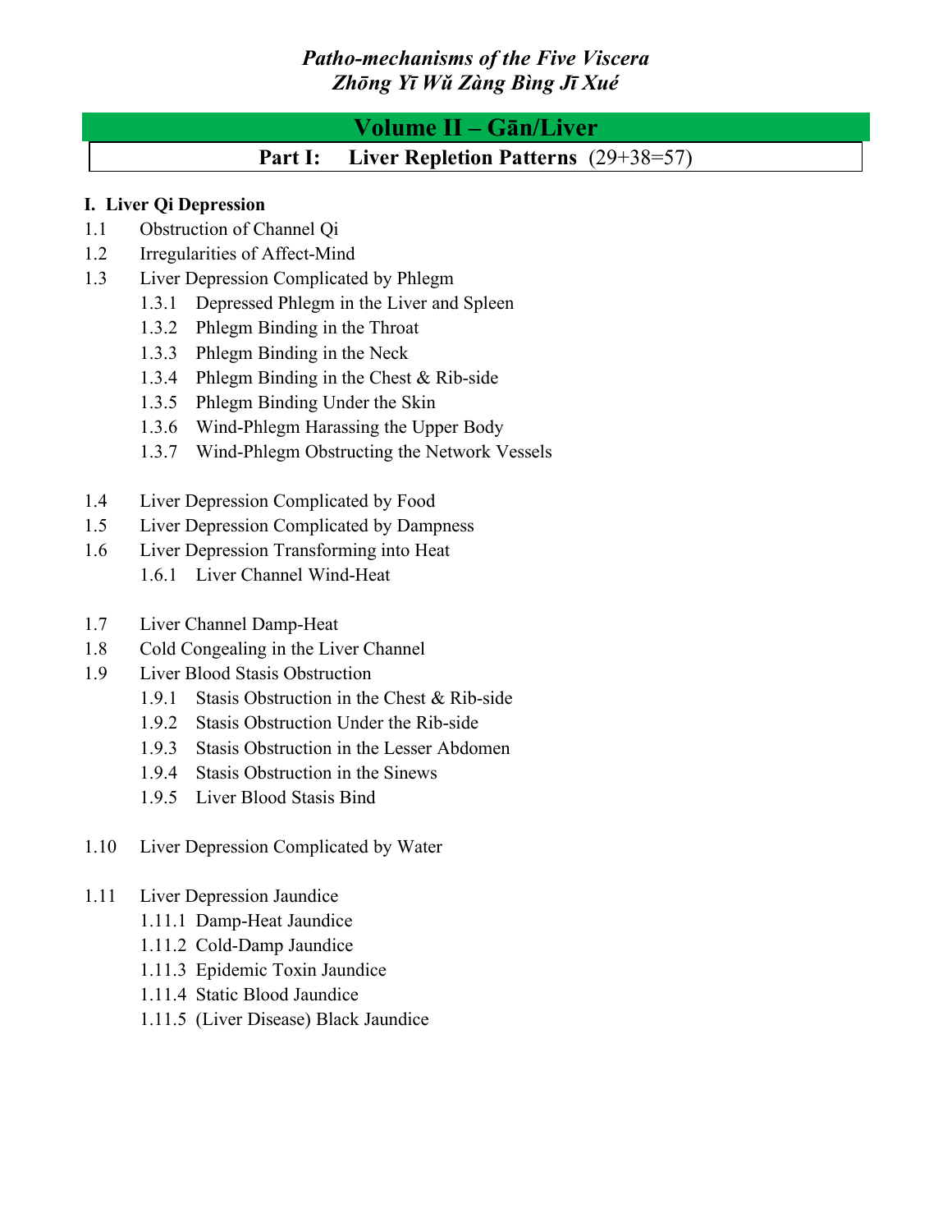*Patho-mechanisms of the Five Viscera*
*Zhōng Yī Wǔ Zàng Bìng Jī Xué*

# Volume II – Gān/Liver

## Part I: Liver Repletion Patterns (29+38=57)

### I. Liver Qi Depression

1.1 Obstruction of Channel Qi

1.2 Irregularities of Affect-Mind

1.3 Liver Depression Complicated by Phlegm

- 1.3.1 Depressed Phlegm in the Liver and Spleen
- 1.3.2 Phlegm Binding in the Throat
- 1.3.3 Phlegm Binding in the Neck
- 1.3.4 Phlegm Binding in the Chest & Rib-side
- 1.3.5 Phlegm Binding Under the Skin
- 1.3.6 Wind-Phlegm Harassing the Upper Body
- 1.3.7 Wind-Phlegm Obstructing the Network Vessels

1.4 Liver Depression Complicated by Food

1.5 Liver Depression Complicated by Dampness

1.6 Liver Depression Transforming into Heat

- 1.6.1 Liver Channel Wind-Heat

1.7 Liver Channel Damp-Heat

1.8 Cold Congealing in the Liver Channel

1.9 Liver Blood Stasis Obstruction

- 1.9.1 Stasis Obstruction in the Chest & Rib-side
- 1.9.2 Stasis Obstruction Under the Rib-side
- 1.9.3 Stasis Obstruction in the Lesser Abdomen
- 1.9.4 Stasis Obstruction in the Sinews
- 1.9.5 Liver Blood Stasis Bind

1.10 Liver Depression Complicated by Water

1.11 Liver Depression Jaundice

- 1.11.1 Damp-Heat Jaundice
- 1.11.2 Cold-Damp Jaundice
- 1.11.3 Epidemic Toxin Jaundice
- 1.11.4 Static Blood Jaundice
- 1.11.5 (Liver Disease) Black Jaundice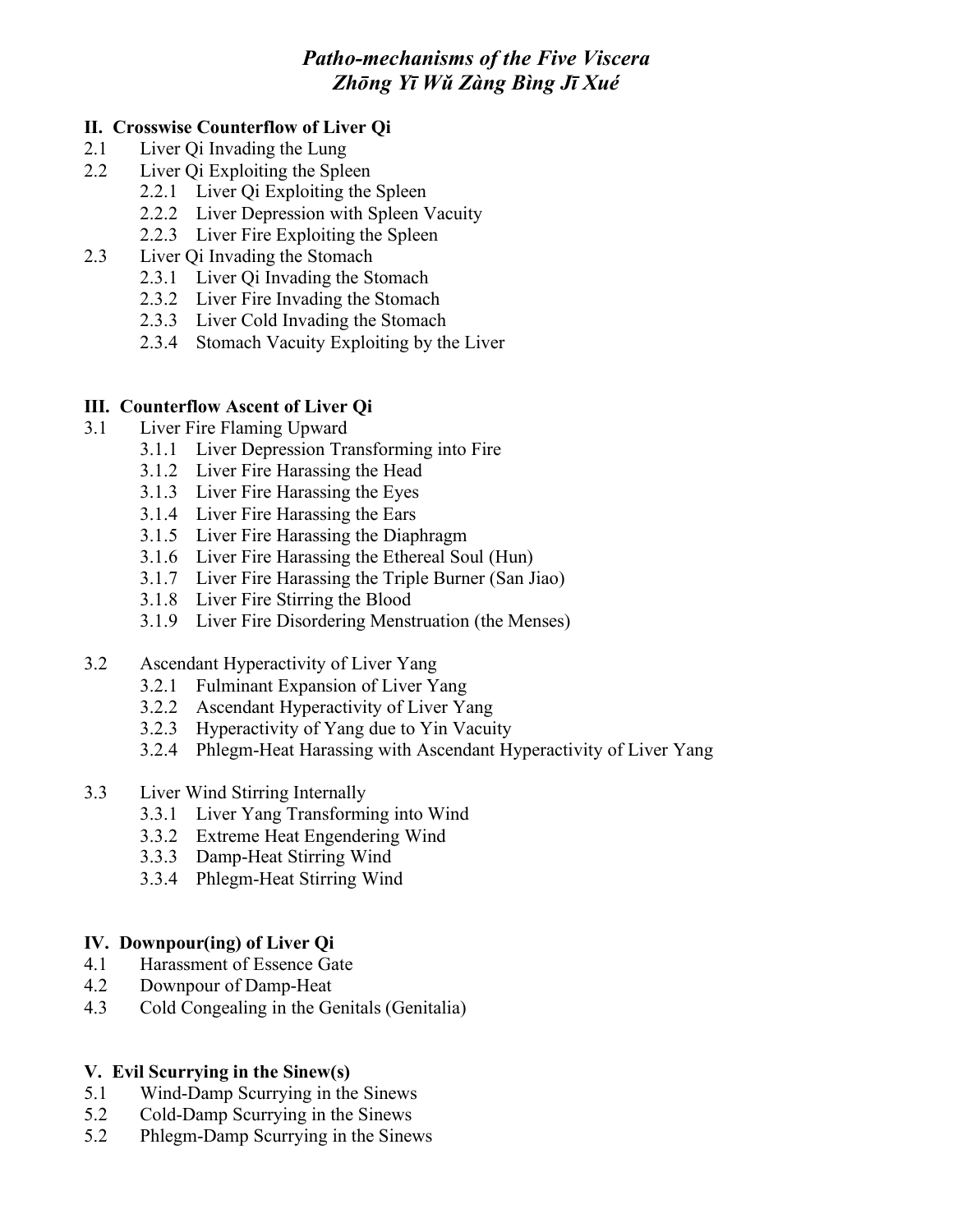# *Patho-mechanisms of the Five Viscera*
# *Zhōng Yī Wǔ Zàng Bìng Jī Xué*

**II. Crosswise Counterflow of Liver Qi**

2.1 Liver Qi Invading the Lung

2.2 Liver Qi Exploiting the Spleen

- 2.2.1 Liver Qi Exploiting the Spleen
- 2.2.2 Liver Depression with Spleen Vacuity
- 2.2.3 Liver Fire Exploiting the Spleen

2.3 Liver Qi Invading the Stomach

- 2.3.1 Liver Qi Invading the Stomach
- 2.3.2 Liver Fire Invading the Stomach
- 2.3.3 Liver Cold Invading the Stomach
- 2.3.4 Stomach Vacuity Exploiting by the Liver

**III. Counterflow Ascent of Liver Qi**

3.1 Liver Fire Flaming Upward

- 3.1.1 Liver Depression Transforming into Fire
- 3.1.2 Liver Fire Harassing the Head
- 3.1.3 Liver Fire Harassing the Eyes
- 3.1.4 Liver Fire Harassing the Ears
- 3.1.5 Liver Fire Harassing the Diaphragm
- 3.1.6 Liver Fire Harassing the Ethereal Soul (Hun)
- 3.1.7 Liver Fire Harassing the Triple Burner (San Jiao)
- 3.1.8 Liver Fire Stirring the Blood
- 3.1.9 Liver Fire Disordering Menstruation (the Menses)

3.2 Ascendant Hyperactivity of Liver Yang

- 3.2.1 Fulminant Expansion of Liver Yang
- 3.2.2 Ascendant Hyperactivity of Liver Yang
- 3.2.3 Hyperactivity of Yang due to Yin Vacuity
- 3.2.4 Phlegm-Heat Harassing with Ascendant Hyperactivity of Liver Yang

3.3 Liver Wind Stirring Internally

- 3.3.1 Liver Yang Transforming into Wind
- 3.3.2 Extreme Heat Engendering Wind
- 3.3.3 Damp-Heat Stirring Wind
- 3.3.4 Phlegm-Heat Stirring Wind

**IV. Downpour(ing) of Liver Qi**

4.1 Harassment of Essence Gate

4.2 Downpour of Damp-Heat

4.3 Cold Congealing in the Genitals (Genitalia)

**V. Evil Scurrying in the Sinew(s)**

5.1 Wind-Damp Scurrying in the Sinews

5.2 Cold-Damp Scurrying in the Sinews

5.2 Phlegm-Damp Scurrying in the Sinews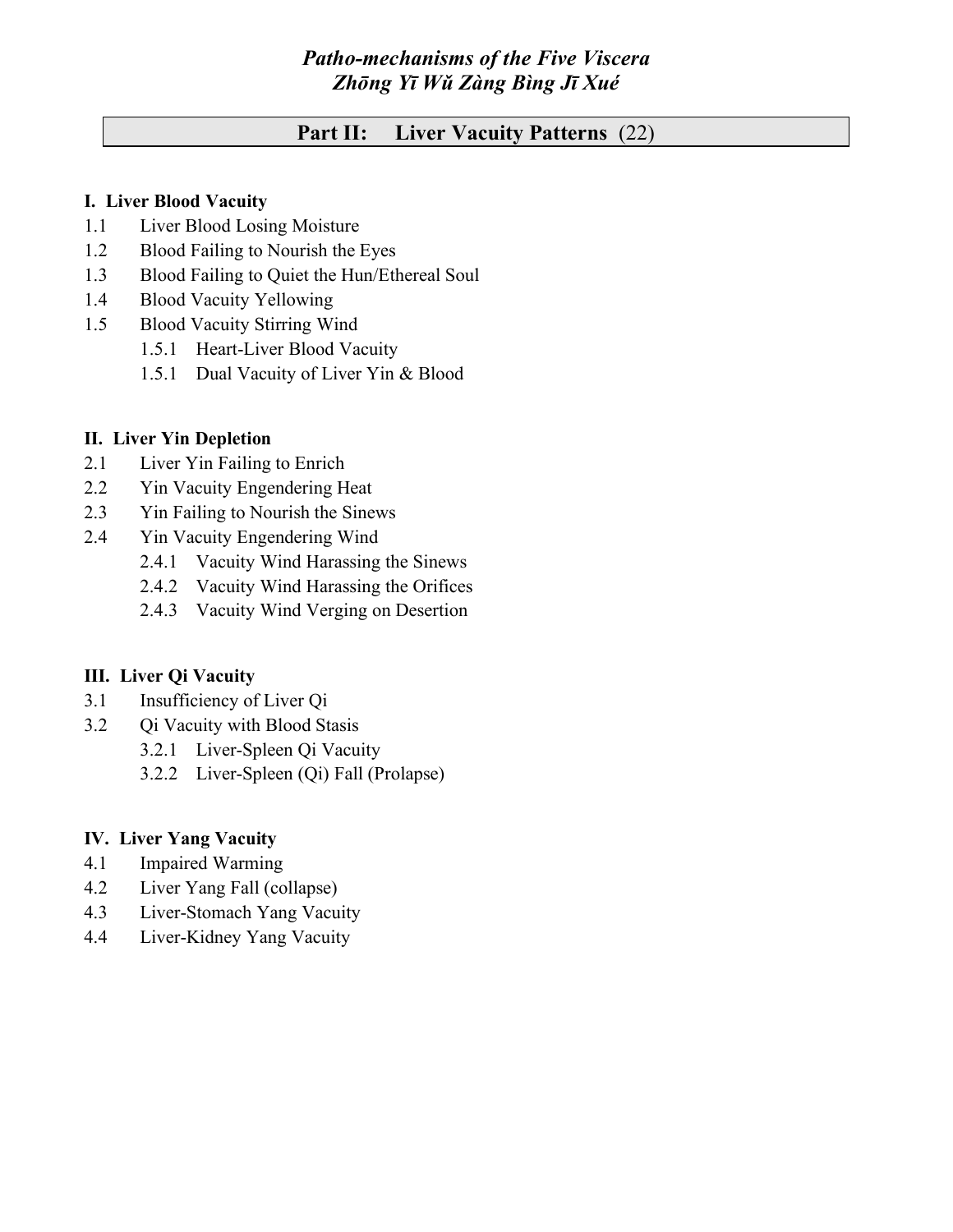# *Patho-mechanisms of the Five Viscera*
# *Zhōng Yī Wǔ Zàng Bìng Jī Xué*

## Part II: Liver Vacuity Patterns (22)

**I. Liver Blood Vacuity**

1.1 Liver Blood Losing Moisture
1.2 Blood Failing to Nourish the Eyes
1.3 Blood Failing to Quiet the Hun/Ethereal Soul
1.4 Blood Vacuity Yellowing
1.5 Blood Vacuity Stirring Wind
 1.5.1 Heart-Liver Blood Vacuity
 1.5.1 Dual Vacuity of Liver Yin & Blood

**II. Liver Yin Depletion**

2.1 Liver Yin Failing to Enrich
2.2 Yin Vacuity Engendering Heat
2.3 Yin Failing to Nourish the Sinews
2.4 Yin Vacuity Engendering Wind
 2.4.1 Vacuity Wind Harassing the Sinews
 2.4.2 Vacuity Wind Harassing the Orifices
 2.4.3 Vacuity Wind Verging on Desertion

**III. Liver Qi Vacuity**

3.1 Insufficiency of Liver Qi
3.2 Qi Vacuity with Blood Stasis
 3.2.1 Liver-Spleen Qi Vacuity
 3.2.2 Liver-Spleen (Qi) Fall (Prolapse)

**IV. Liver Yang Vacuity**

4.1 Impaired Warming
4.2 Liver Yang Fall (collapse)
4.3 Liver-Stomach Yang Vacuity
4.4 Liver-Kidney Yang Vacuity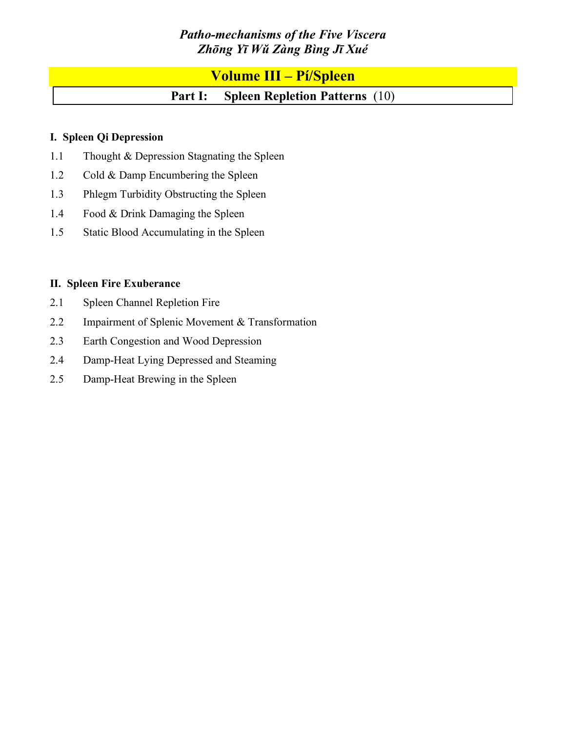*Patho-mechanisms of the Five Viscera*
*Zhōng Yī Wǔ Zàng Bìng Jī Xué*

# Volume III – Pí/Spleen

## Part I: Spleen Repletion Patterns (10)

### I. Spleen Qi Depression

1.1 Thought & Depression Stagnating the Spleen

1.2 Cold & Damp Encumbering the Spleen

1.3 Phlegm Turbidity Obstructing the Spleen

1.4 Food & Drink Damaging the Spleen

1.5 Static Blood Accumulating in the Spleen

### II. Spleen Fire Exuberance

2.1 Spleen Channel Repletion Fire

2.2 Impairment of Splenic Movement & Transformation

2.3 Earth Congestion and Wood Depression

2.4 Damp-Heat Lying Depressed and Steaming

2.5 Damp-Heat Brewing in the Spleen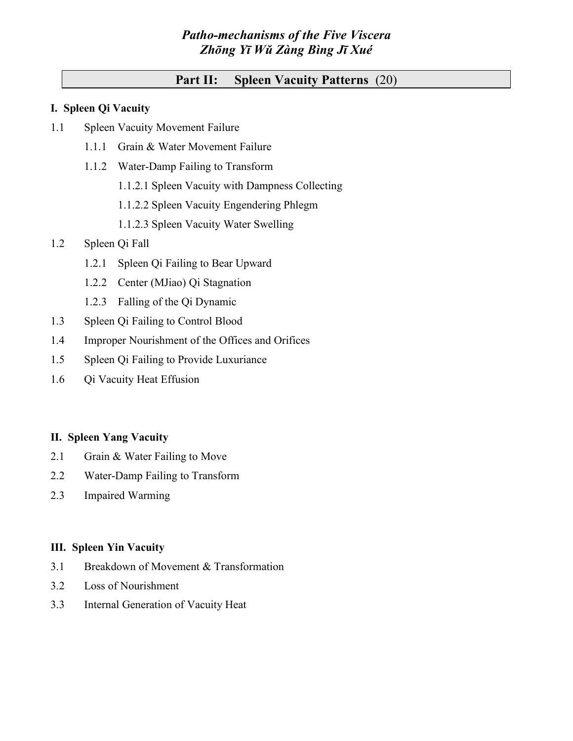*Patho-mechanisms of the Five Viscera*
*Zhōng Yī Wǔ Zàng Bìng Jī Xué*

## Part II: Spleen Vacuity Patterns (20)

**I. Spleen Qi Vacuity**

1.1 Spleen Vacuity Movement Failure
- 1.1.1 Grain & Water Movement Failure
- 1.1.2 Water-Damp Failing to Transform
  - 1.1.2.1 Spleen Vacuity with Dampness Collecting
  - 1.1.2.2 Spleen Vacuity Engendering Phlegm
  - 1.1.2.3 Spleen Vacuity Water Swelling

1.2 Spleen Qi Fall
- 1.2.1 Spleen Qi Failing to Bear Upward
- 1.2.2 Center (MJiao) Qi Stagnation
- 1.2.3 Falling of the Qi Dynamic

1.3 Spleen Qi Failing to Control Blood

1.4 Improper Nourishment of the Offices and Orifices

1.5 Spleen Qi Failing to Provide Luxuriance

1.6 Qi Vacuity Heat Effusion

**II. Spleen Yang Vacuity**

2.1 Grain & Water Failing to Move

2.2 Water-Damp Failing to Transform

2.3 Impaired Warming

**III. Spleen Yin Vacuity**

3.1 Breakdown of Movement & Transformation

3.2 Loss of Nourishment

3.3 Internal Generation of Vacuity Heat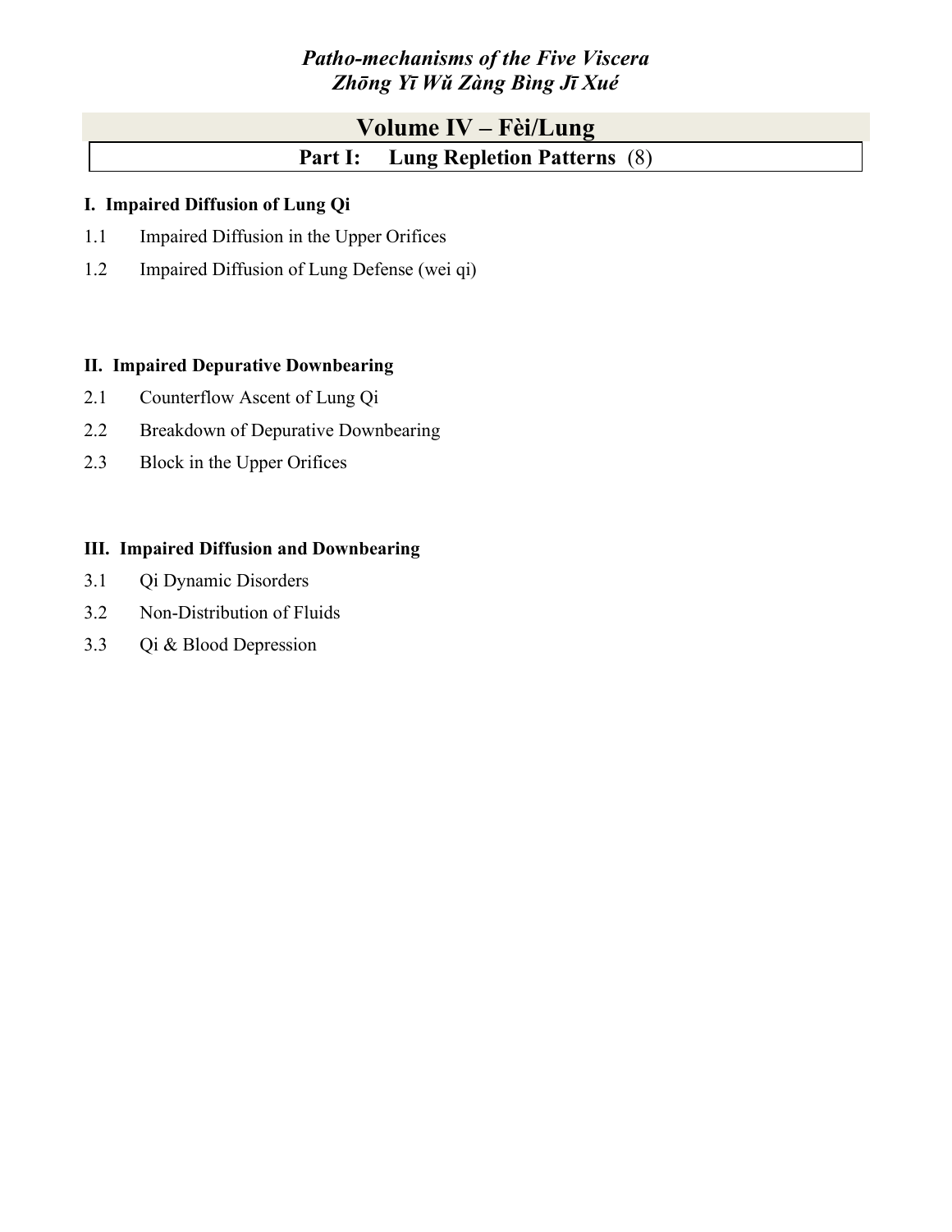*Patho-mechanisms of the Five Viscera*
*Zhōng Yī Wǔ Zàng Bìng Jī Xué*

# Volume IV – Fèi/Lung

## Part I: Lung Repletion Patterns (8)

### I. Impaired Diffusion of Lung Qi

1.1 Impaired Diffusion in the Upper Orifices

1.2 Impaired Diffusion of Lung Defense (wei qi)

### II. Impaired Depurative Downbearing

2.1 Counterflow Ascent of Lung Qi

2.2 Breakdown of Depurative Downbearing

2.3 Block in the Upper Orifices

### III. Impaired Diffusion and Downbearing

3.1 Qi Dynamic Disorders

3.2 Non-Distribution of Fluids

3.3 Qi & Blood Depression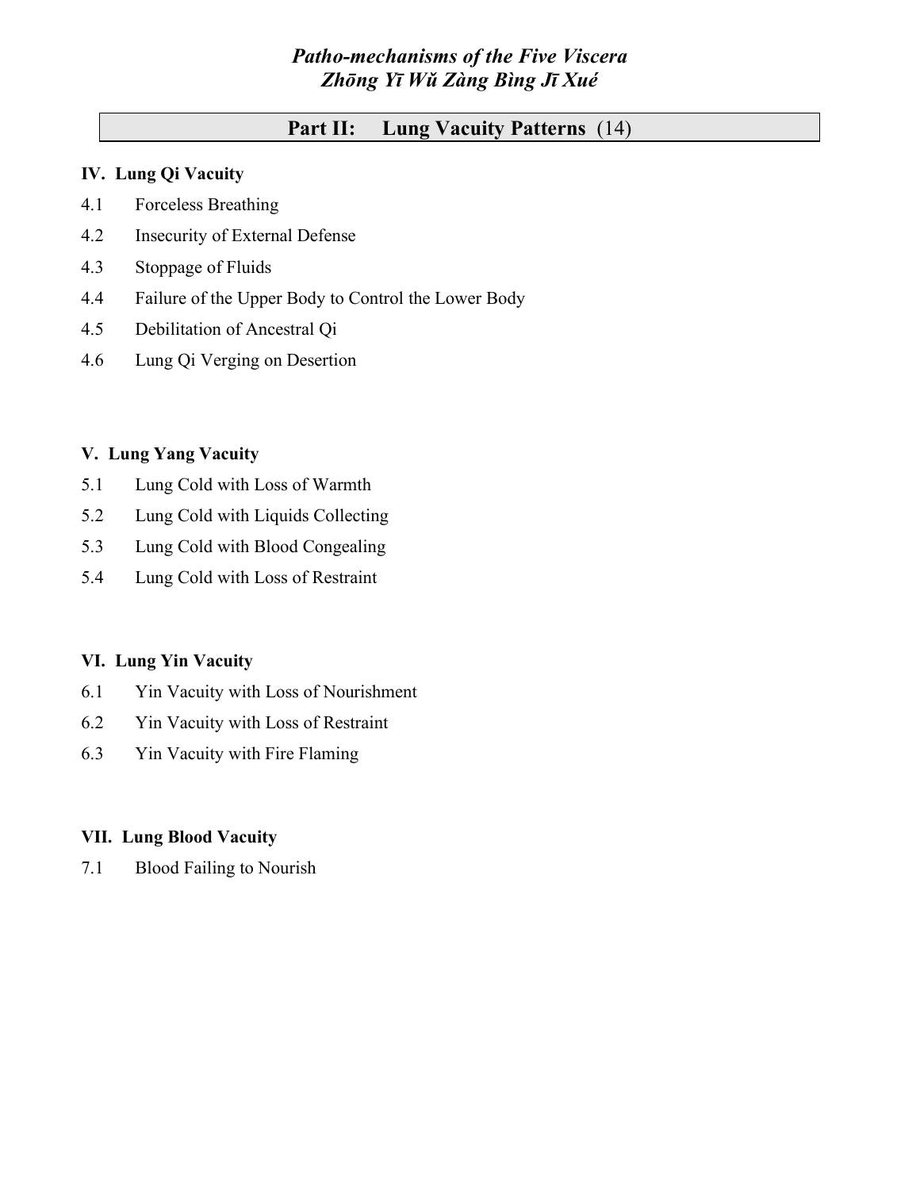*Patho-mechanisms of the Five Viscera*
*Zhōng Yī Wǔ Zàng Bìng Jī Xué*

## Part II: Lung Vacuity Patterns (14)

### IV. Lung Qi Vacuity

4.1 Forceless Breathing

4.2 Insecurity of External Defense

4.3 Stoppage of Fluids

4.4 Failure of the Upper Body to Control the Lower Body

4.5 Debilitation of Ancestral Qi

4.6 Lung Qi Verging on Desertion

### V. Lung Yang Vacuity

5.1 Lung Cold with Loss of Warmth

5.2 Lung Cold with Liquids Collecting

5.3 Lung Cold with Blood Congealing

5.4 Lung Cold with Loss of Restraint

### VI. Lung Yin Vacuity

6.1 Yin Vacuity with Loss of Nourishment

6.2 Yin Vacuity with Loss of Restraint

6.3 Yin Vacuity with Fire Flaming

### VII. Lung Blood Vacuity

7.1 Blood Failing to Nourish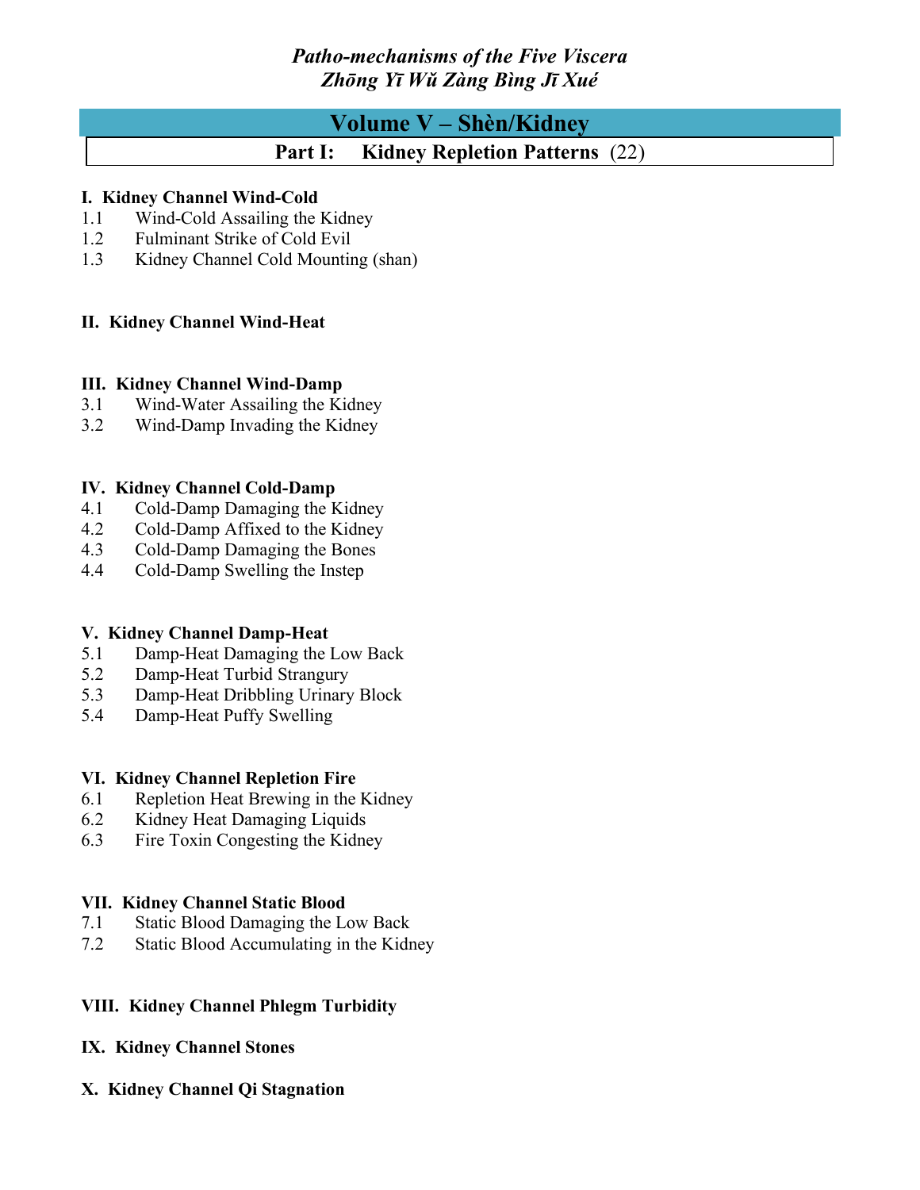*Patho-mechanisms of the Five Viscera*
*Zhōng Yī Wǔ Zàng Bìng Jī Xué*

# Volume V – Shèn/Kidney

## Part I: Kidney Repletion Patterns (22)

**I. Kidney Channel Wind-Cold**

1.1 Wind-Cold Assailing the Kidney
1.2 Fulminant Strike of Cold Evil
1.3 Kidney Channel Cold Mounting (shan)

**II. Kidney Channel Wind-Heat**

**III. Kidney Channel Wind-Damp**

3.1 Wind-Water Assailing the Kidney
3.2 Wind-Damp Invading the Kidney

**IV. Kidney Channel Cold-Damp**

4.1 Cold-Damp Damaging the Kidney
4.2 Cold-Damp Affixed to the Kidney
4.3 Cold-Damp Damaging the Bones
4.4 Cold-Damp Swelling the Instep

**V. Kidney Channel Damp-Heat**

5.1 Damp-Heat Damaging the Low Back
5.2 Damp-Heat Turbid Strangury
5.3 Damp-Heat Dribbling Urinary Block
5.4 Damp-Heat Puffy Swelling

**VI. Kidney Channel Repletion Fire**

6.1 Repletion Heat Brewing in the Kidney
6.2 Kidney Heat Damaging Liquids
6.3 Fire Toxin Congesting the Kidney

**VII. Kidney Channel Static Blood**

7.1 Static Blood Damaging the Low Back
7.2 Static Blood Accumulating in the Kidney

**VIII. Kidney Channel Phlegm Turbidity**

**IX. Kidney Channel Stones**

**X. Kidney Channel Qi Stagnation**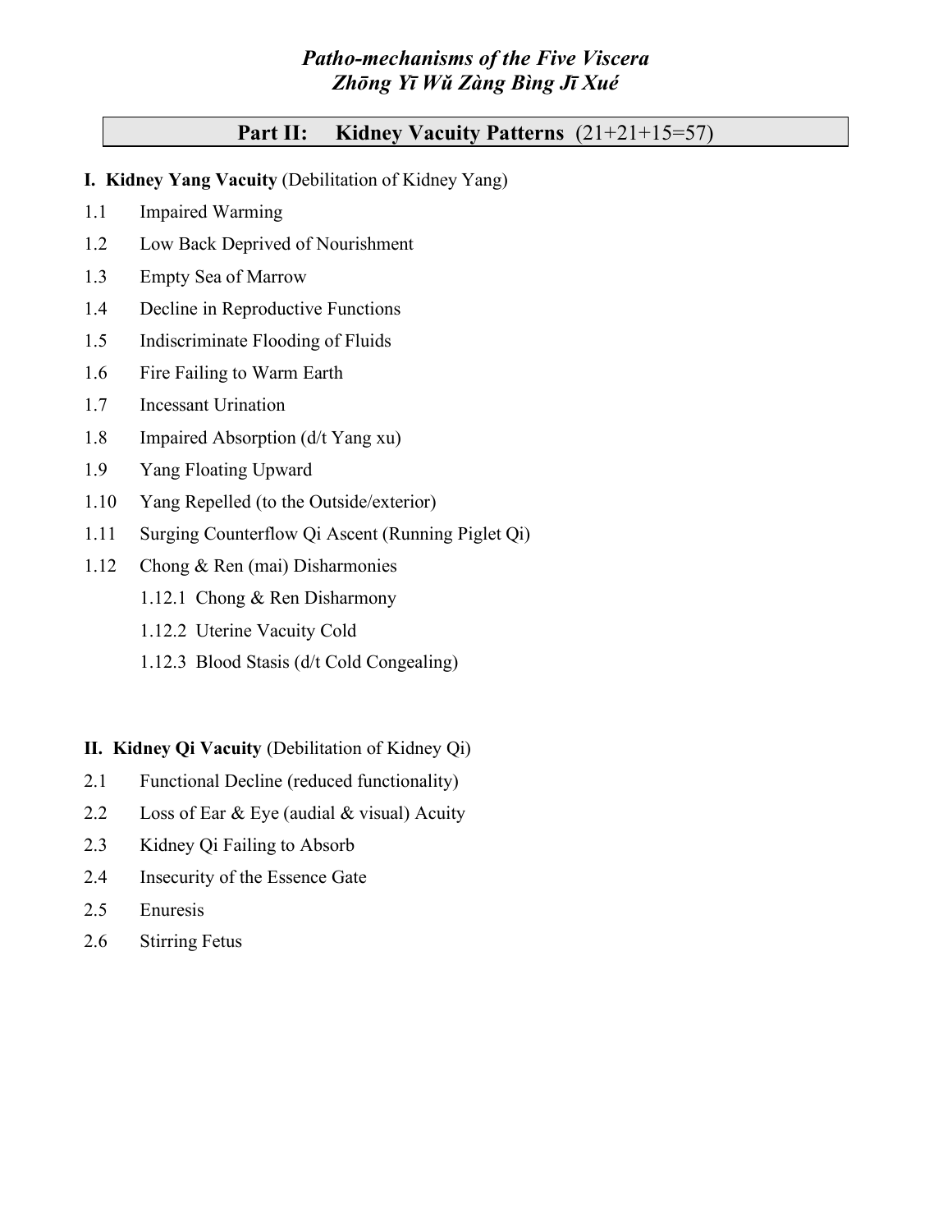*Patho-mechanisms of the Five Viscera*
*Zhōng Yī Wǔ Zàng Bìng Jī Xué*

## Part II: Kidney Vacuity Patterns (21+21+15=57)

**I. Kidney Yang Vacuity** (Debilitation of Kidney Yang)

1.1 Impaired Warming

1.2 Low Back Deprived of Nourishment

1.3 Empty Sea of Marrow

1.4 Decline in Reproductive Functions

1.5 Indiscriminate Flooding of Fluids

1.6 Fire Failing to Warm Earth

1.7 Incessant Urination

1.8 Impaired Absorption (d/t Yang xu)

1.9 Yang Floating Upward

1.10 Yang Repelled (to the Outside/exterior)

1.11 Surging Counterflow Qi Ascent (Running Piglet Qi)

1.12 Chong & Ren (mai) Disharmonies

- 1.12.1 Chong & Ren Disharmony
- 1.12.2 Uterine Vacuity Cold
- 1.12.3 Blood Stasis (d/t Cold Congealing)

**II. Kidney Qi Vacuity** (Debilitation of Kidney Qi)

2.1 Functional Decline (reduced functionality)

2.2 Loss of Ear & Eye (audial & visual) Acuity

2.3 Kidney Qi Failing to Absorb

2.4 Insecurity of the Essence Gate

2.5 Enuresis

2.6 Stirring Fetus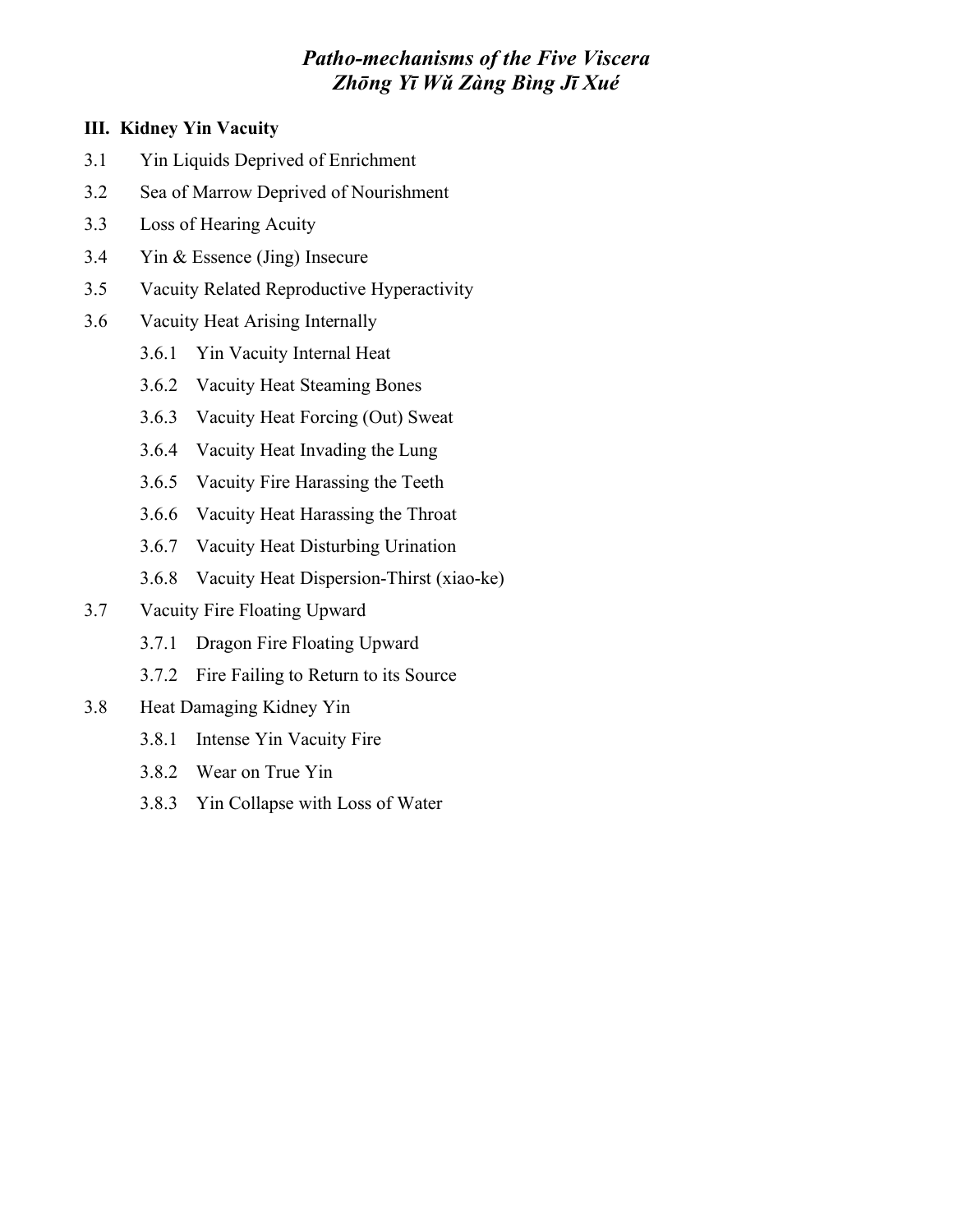# *Patho-mechanisms of the Five Viscera*
# *Zhōng Yī Wǔ Zàng Bìng Jī Xué*

## III. Kidney Yin Vacuity

- 3.1 Yin Liquids Deprived of Enrichment
- 3.2 Sea of Marrow Deprived of Nourishment
- 3.3 Loss of Hearing Acuity
- 3.4 Yin & Essence (Jing) Insecure
- 3.5 Vacuity Related Reproductive Hyperactivity
- 3.6 Vacuity Heat Arising Internally
  - 3.6.1 Yin Vacuity Internal Heat
  - 3.6.2 Vacuity Heat Steaming Bones
  - 3.6.3 Vacuity Heat Forcing (Out) Sweat
  - 3.6.4 Vacuity Heat Invading the Lung
  - 3.6.5 Vacuity Fire Harassing the Teeth
  - 3.6.6 Vacuity Heat Harassing the Throat
  - 3.6.7 Vacuity Heat Disturbing Urination
  - 3.6.8 Vacuity Heat Dispersion-Thirst (xiao-ke)
- 3.7 Vacuity Fire Floating Upward
  - 3.7.1 Dragon Fire Floating Upward
  - 3.7.2 Fire Failing to Return to its Source
- 3.8 Heat Damaging Kidney Yin
  - 3.8.1 Intense Yin Vacuity Fire
  - 3.8.2 Wear on True Yin
  - 3.8.3 Yin Collapse with Loss of Water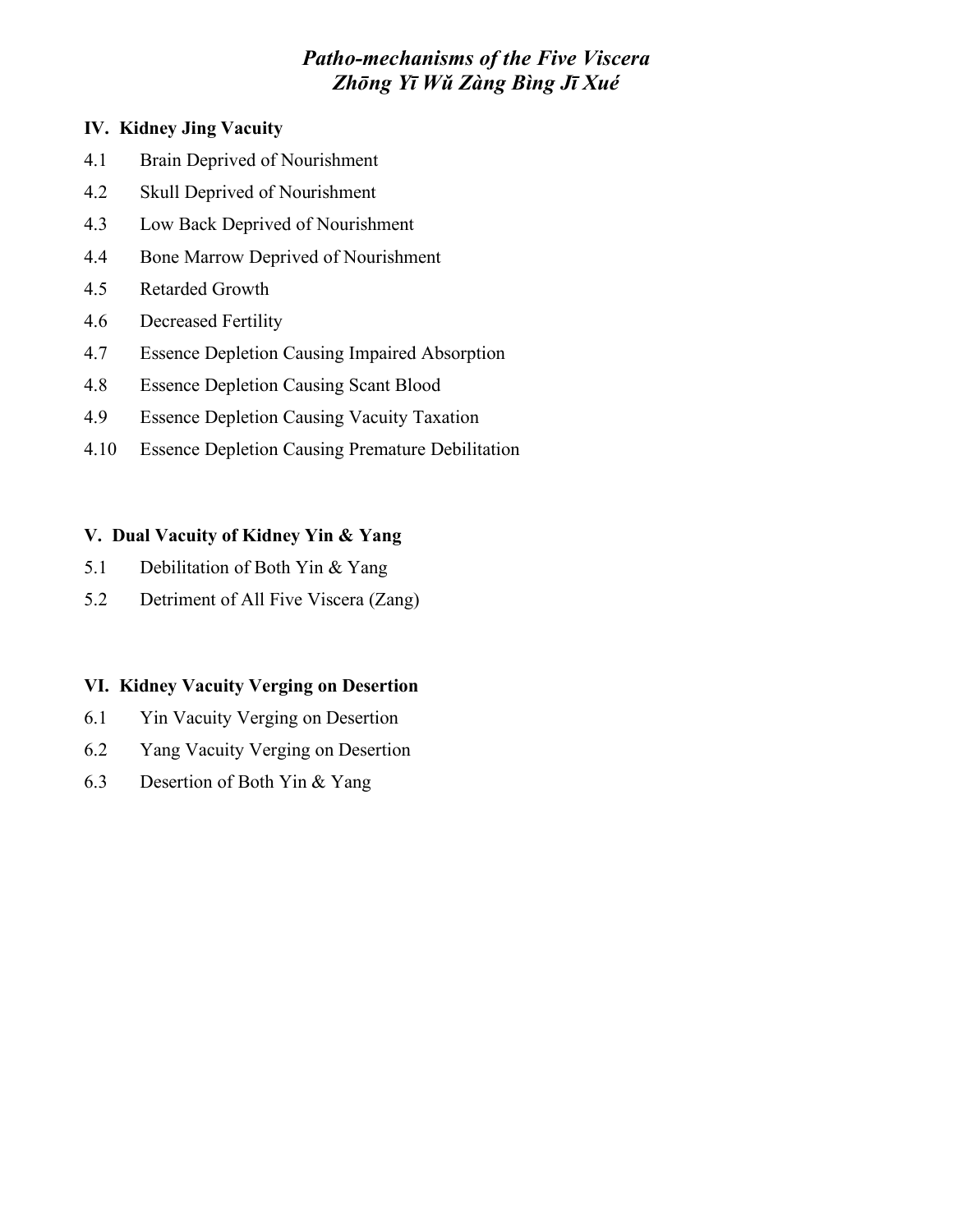# *Patho-mechanisms of the Five Viscera*
# *Zhōng Yī Wǔ Zàng Bìng Jī Xué*

## IV. Kidney Jing Vacuity

4.1 Brain Deprived of Nourishment

4.2 Skull Deprived of Nourishment

4.3 Low Back Deprived of Nourishment

4.4 Bone Marrow Deprived of Nourishment

4.5 Retarded Growth

4.6 Decreased Fertility

4.7 Essence Depletion Causing Impaired Absorption

4.8 Essence Depletion Causing Scant Blood

4.9 Essence Depletion Causing Vacuity Taxation

4.10 Essence Depletion Causing Premature Debilitation

## V. Dual Vacuity of Kidney Yin & Yang

5.1 Debilitation of Both Yin & Yang

5.2 Detriment of All Five Viscera (Zang)

## VI. Kidney Vacuity Verging on Desertion

6.1 Yin Vacuity Verging on Desertion

6.2 Yang Vacuity Verging on Desertion

6.3 Desertion of Both Yin & Yang